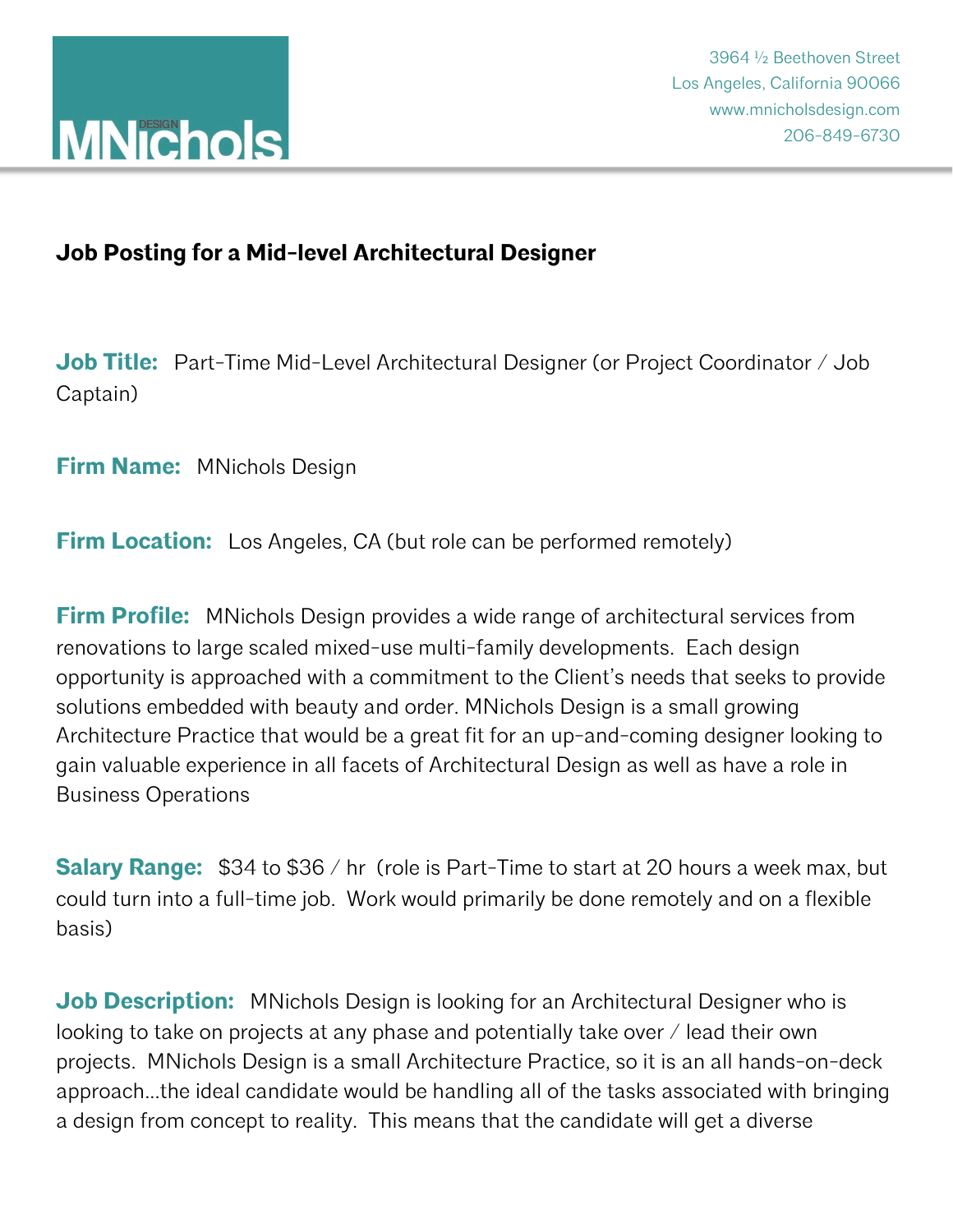MNichols DESIGN

3964 ½ Beethoven Street
Los Angeles, California 90066
www.mnicholsdesign.com
206-849-6730

## Job Posting for a Mid-level Architectural Designer

**Job Title:** Part-Time Mid-Level Architectural Designer (or Project Coordinator / Job Captain)

**Firm Name:** MNichols Design

**Firm Location:** Los Angeles, CA (but role can be performed remotely)

**Firm Profile:** MNichols Design provides a wide range of architectural services from renovations to large scaled mixed-use multi-family developments. Each design opportunity is approached with a commitment to the Client's needs that seeks to provide solutions embedded with beauty and order. MNichols Design is a small growing Architecture Practice that would be a great fit for an up-and-coming designer looking to gain valuable experience in all facets of Architectural Design as well as have a role in Business Operations

**Salary Range:** $34 to $36 / hr (role is Part-Time to start at 20 hours a week max, but could turn into a full-time job. Work would primarily be done remotely and on a flexible basis)

**Job Description:** MNichols Design is looking for an Architectural Designer who is looking to take on projects at any phase and potentially take over / lead their own projects. MNichols Design is a small Architecture Practice, so it is an all hands-on-deck approach…the ideal candidate would be handling all of the tasks associated with bringing a design from concept to reality. This means that the candidate will get a diverse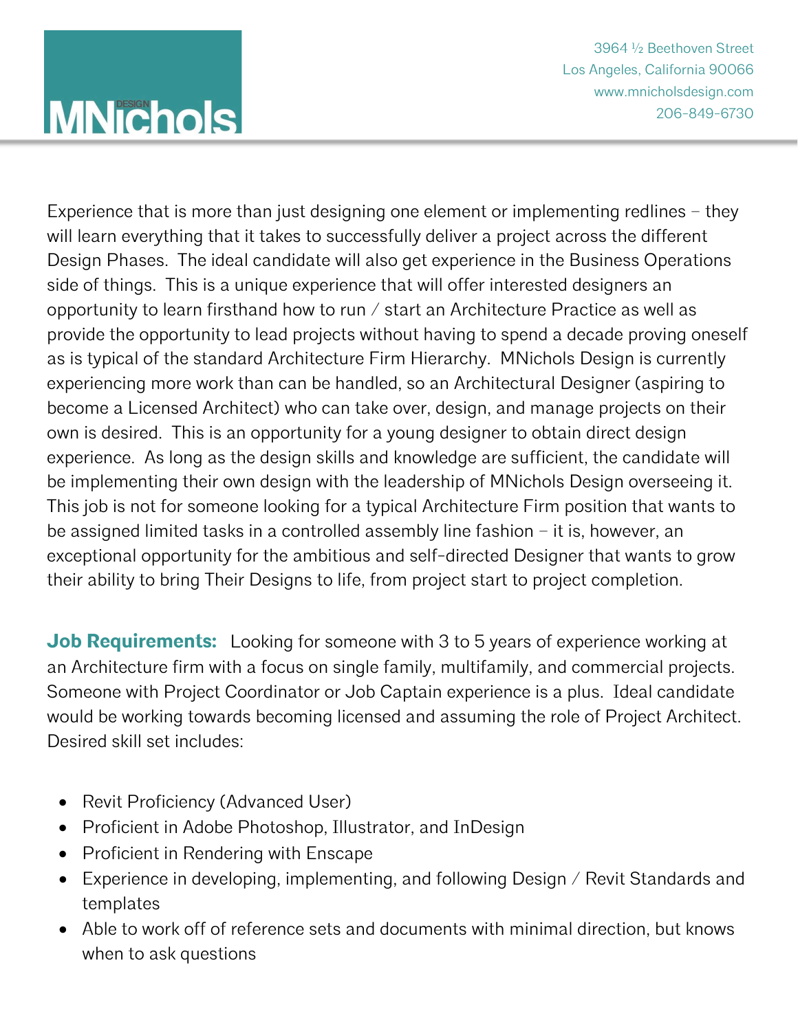Experience that is more than just designing one element or implementing redlines – they will learn everything that it takes to successfully deliver a project across the different Design Phases. The ideal candidate will also get experience in the Business Operations side of things. This is a unique experience that will offer interested designers an opportunity to learn firsthand how to run / start an Architecture Practice as well as provide the opportunity to lead projects without having to spend a decade proving oneself as is typical of the standard Architecture Firm Hierarchy. MNichols Design is currently experiencing more work than can be handled, so an Architectural Designer (aspiring to become a Licensed Architect) who can take over, design, and manage projects on their own is desired. This is an opportunity for a young designer to obtain direct design experience. As long as the design skills and knowledge are sufficient, the candidate will be implementing their own design with the leadership of MNichols Design overseeing it. This job is not for someone looking for a typical Architecture Firm position that wants to be assigned limited tasks in a controlled assembly line fashion – it is, however, an exceptional opportunity for the ambitious and self-directed Designer that wants to grow their ability to bring Their Designs to life, from project start to project completion.

**Job Requirements:** Looking for someone with 3 to 5 years of experience working at an Architecture firm with a focus on single family, multifamily, and commercial projects. Someone with Project Coordinator or Job Captain experience is a plus. Ideal candidate would be working towards becoming licensed and assuming the role of Project Architect. Desired skill set includes:

- Revit Proficiency (Advanced User)
- Proficient in Adobe Photoshop, Illustrator, and InDesign
- Proficient in Rendering with Enscape
- Experience in developing, implementing, and following Design / Revit Standards and templates
- Able to work off of reference sets and documents with minimal direction, but knows when to ask questions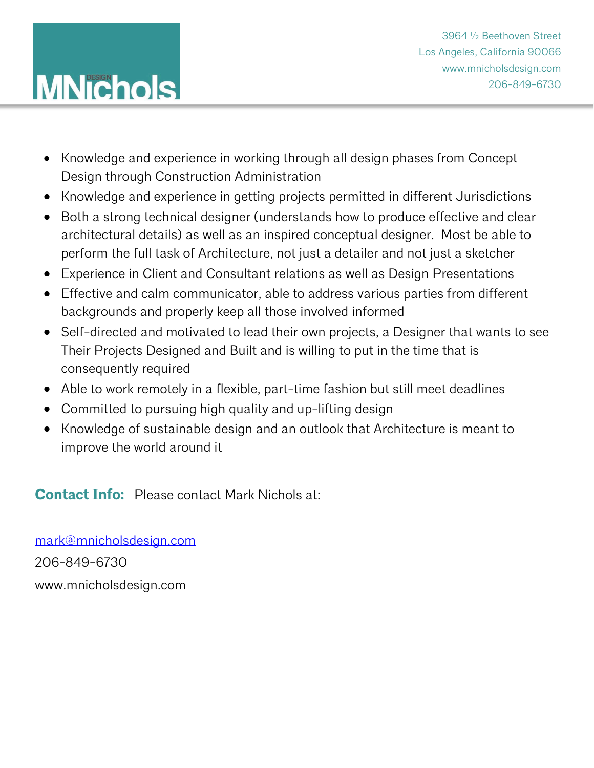- Knowledge and experience in working through all design phases from Concept Design through Construction Administration
- Knowledge and experience in getting projects permitted in different Jurisdictions
- Both a strong technical designer (understands how to produce effective and clear architectural details) as well as an inspired conceptual designer. Most be able to perform the full task of Architecture, not just a detailer and not just a sketcher
- Experience in Client and Consultant relations as well as Design Presentations
- Effective and calm communicator, able to address various parties from different backgrounds and properly keep all those involved informed
- Self-directed and motivated to lead their own projects, a Designer that wants to see Their Projects Designed and Built and is willing to put in the time that is consequently required
- Able to work remotely in a flexible, part-time fashion but still meet deadlines
- Committed to pursuing high quality and up-lifting design
- Knowledge of sustainable design and an outlook that Architecture is meant to improve the world around it

**Contact Info:** Please contact Mark Nichols at:

mark@mnicholsdesign.com

206-849-6730

www.mnicholsdesign.com